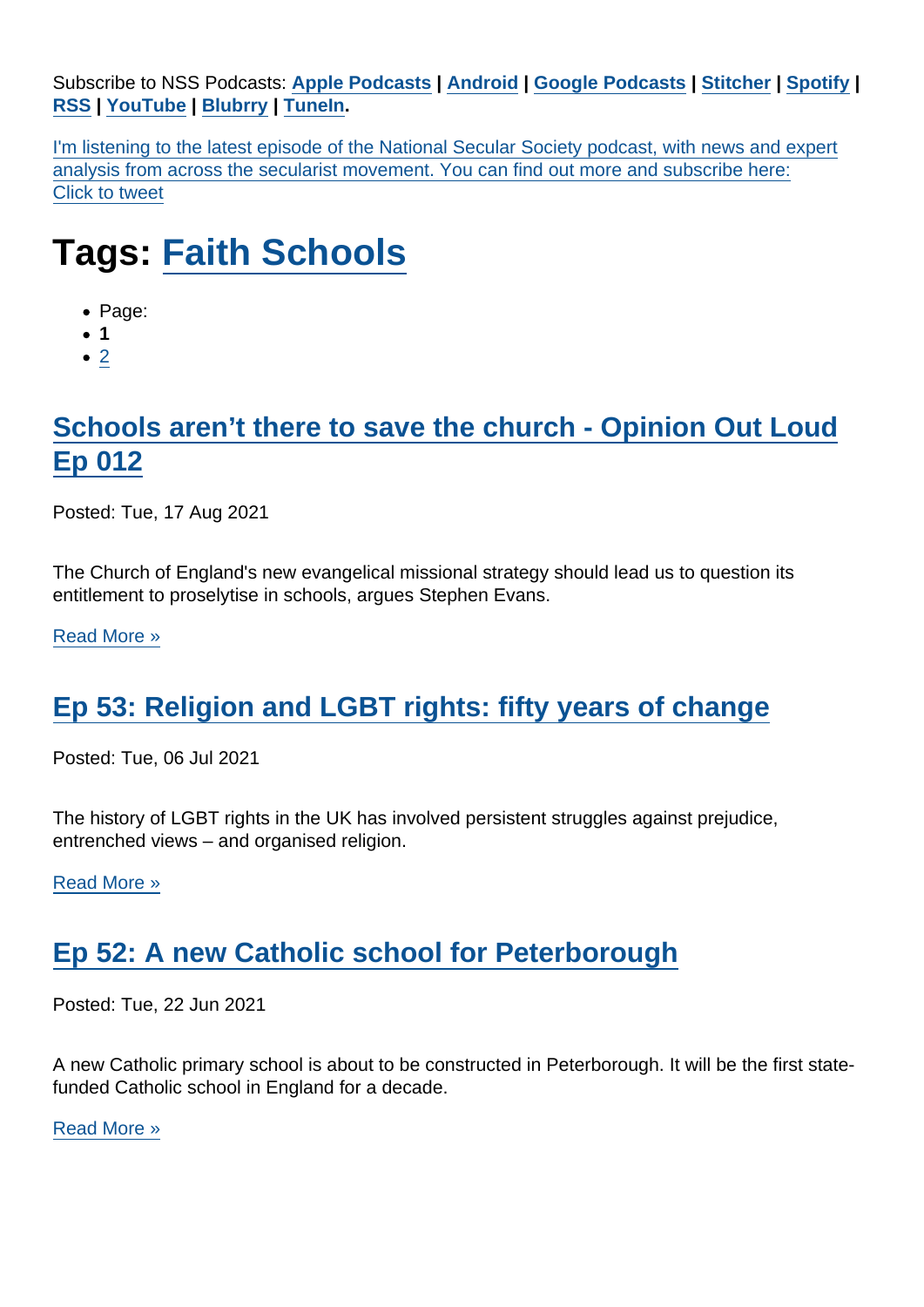Subscribe to NSS Podcasts: Apple Podcasts | Android | Google Podcasts | Stitcher | Spotify | RSS | YouTube | Blubrry | TuneIn.

I'm listening to the latest episode of the National Secular Society podcast, with news and expert analysis from across the secularist movement. You can find out more and subscribe here: Click to tweet

# Tags: Faith Schools

- Page:
- **1**
- 2

## Schools aren't there to save the church - Opinion Out Loud Ep 012

Posted: Tue, 17 Aug 2021

The Church of England's new evangelical missional strategy should lead us to question its entitlement to proselytise in schools, argues Stephen Evans.

Read More »

## Ep 53: Religion and LGBT rights: fifty years of change

Posted: Tue, 06 Jul 2021

The history of LGBT rights in the UK has involved persistent struggles against prejudice, entrenched views – and organised religion.

Read More »

## Ep 52: A new Catholic school for Peterborough

Posted: Tue, 22 Jun 2021

A new Catholic primary school is about to be constructed in Peterborough. It will be the first state-funded Catholic school in England for a decade.

Read More »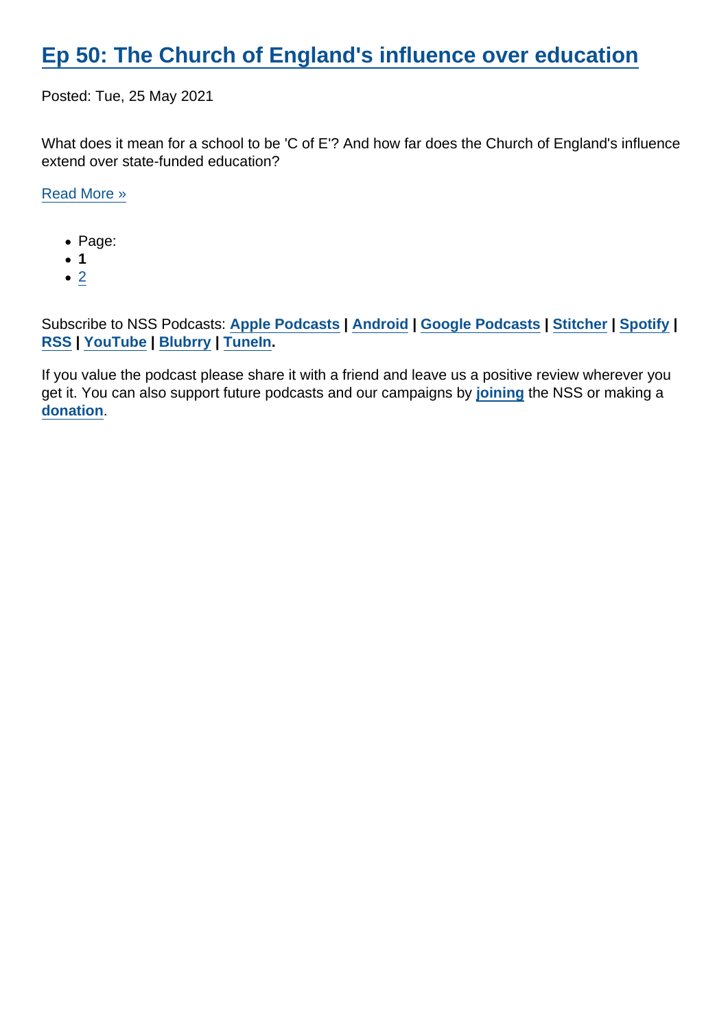## [Ep 50: The Church of England's influence over education]

Posted: Tue, 25 May 2021

What does it mean for a school to be 'C of E'? And how far does the Church of England's influence extend over state-funded education?

[Read More »]

- Page:
- **1**
- [2]

Subscribe to NSS Podcasts: **[Apple Podcasts]** | **[Android]** | **[Google Podcasts]** | **[Stitcher]** | **[Spotify]** | **[RSS]** | **[YouTube]** | **[Blubrry]** | **[TuneIn]**.

If you value the podcast please share it with a friend and leave us a positive review wherever you get it. You can also support future podcasts and our campaigns by **[joining]** the NSS or making a **[donation]**.